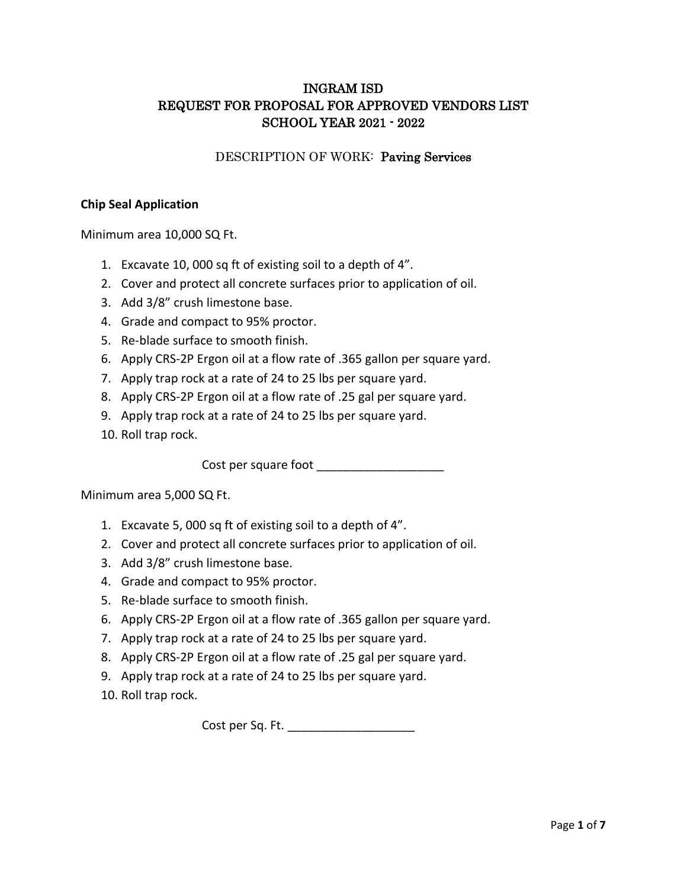# INGRAM ISD
# REQUEST FOR PROPOSAL FOR APPROVED VENDORS LIST
# SCHOOL YEAR 2021 - 2022

DESCRIPTION OF WORK: Paving Services

**Chip Seal Application**

Minimum area 10,000 SQ Ft.

1. Excavate 10, 000 sq ft of existing soil to a depth of 4".
2. Cover and protect all concrete surfaces prior to application of oil.
3. Add 3/8" crush limestone base.
4. Grade and compact to 95% proctor.
5. Re-blade surface to smooth finish.
6. Apply CRS-2P Ergon oil at a flow rate of .365 gallon per square yard.
7. Apply trap rock at a rate of 24 to 25 lbs per square yard.
8. Apply CRS-2P Ergon oil at a flow rate of .25 gal per square yard.
9. Apply trap rock at a rate of 24 to 25 lbs per square yard.
10. Roll trap rock.

Cost per square foot ___________________

Minimum area 5,000 SQ Ft.

1. Excavate 5, 000 sq ft of existing soil to a depth of 4".
2. Cover and protect all concrete surfaces prior to application of oil.
3. Add 3/8" crush limestone base.
4. Grade and compact to 95% proctor.
5. Re-blade surface to smooth finish.
6. Apply CRS-2P Ergon oil at a flow rate of .365 gallon per square yard.
7. Apply trap rock at a rate of 24 to 25 lbs per square yard.
8. Apply CRS-2P Ergon oil at a flow rate of .25 gal per square yard.
9. Apply trap rock at a rate of 24 to 25 lbs per square yard.
10. Roll trap rock.

Cost per Sq. Ft. ___________________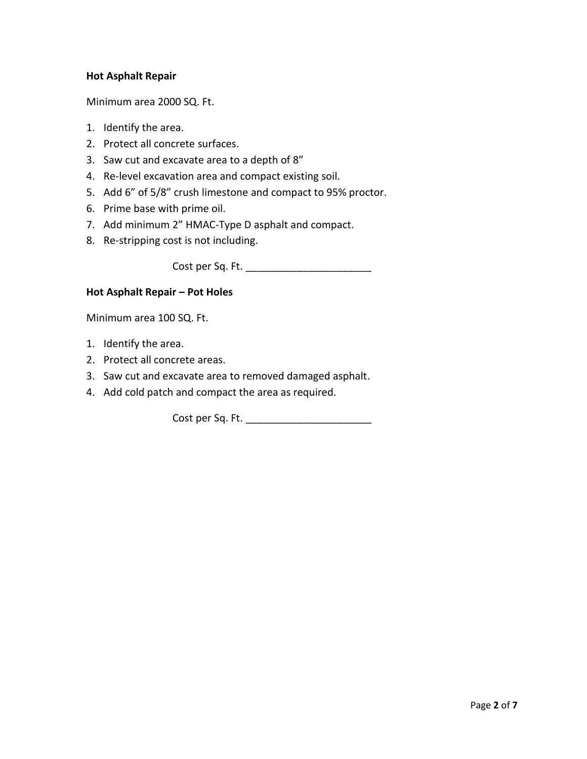**Hot Asphalt Repair**

Minimum area 2000 SQ. Ft.

1. Identify the area.
2. Protect all concrete surfaces.
3. Saw cut and excavate area to a depth of 8”
4. Re-level excavation area and compact existing soil.
5. Add 6” of 5/8” crush limestone and compact to 95% proctor.
6. Prime base with prime oil.
7. Add minimum 2” HMAC-Type D asphalt and compact.
8. Re-stripping cost is not including.

Cost per Sq. Ft. ______________________

**Hot Asphalt Repair – Pot Holes**

Minimum area 100 SQ. Ft.

1. Identify the area.
2. Protect all concrete areas.
3. Saw cut and excavate area to removed damaged asphalt.
4. Add cold patch and compact the area as required.

Cost per Sq. Ft. ______________________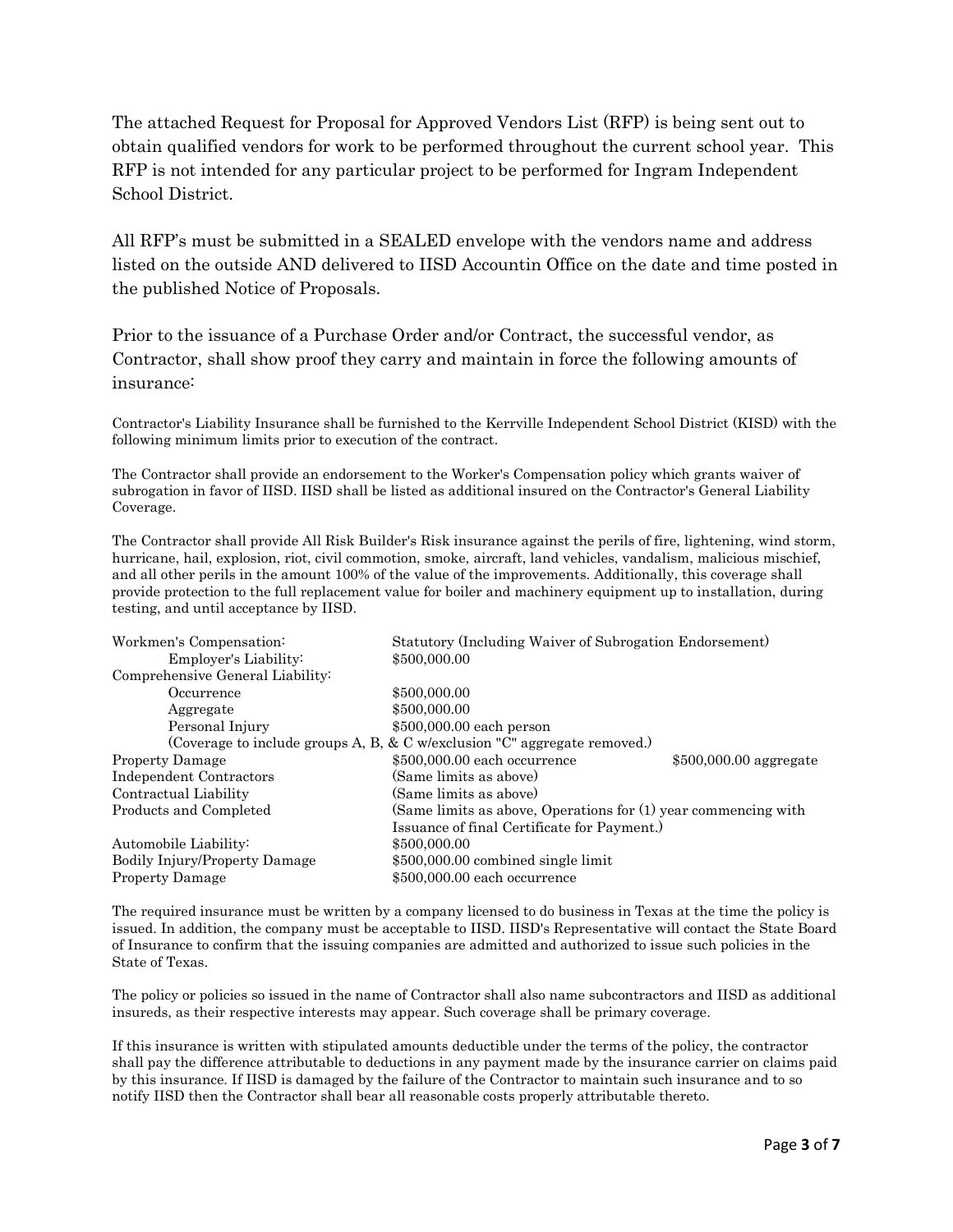The attached Request for Proposal for Approved Vendors List (RFP) is being sent out to obtain qualified vendors for work to be performed throughout the current school year. This RFP is not intended for any particular project to be performed for Ingram Independent School District.

All RFP's must be submitted in a SEALED envelope with the vendors name and address listed on the outside AND delivered to IISD Accountin Office on the date and time posted in the published Notice of Proposals.

Prior to the issuance of a Purchase Order and/or Contract, the successful vendor, as Contractor, shall show proof they carry and maintain in force the following amounts of insurance:

Contractor's Liability Insurance shall be furnished to the Kerrville Independent School District (KISD) with the following minimum limits prior to execution of the contract.

The Contractor shall provide an endorsement to the Worker's Compensation policy which grants waiver of subrogation in favor of IISD. IISD shall be listed as additional insured on the Contractor's General Liability Coverage.

The Contractor shall provide All Risk Builder's Risk insurance against the perils of fire, lightening, wind storm, hurricane, hail, explosion, riot, civil commotion, smoke, aircraft, land vehicles, vandalism, malicious mischief, and all other perils in the amount 100% of the value of the improvements. Additionally, this coverage shall provide protection to the full replacement value for boiler and machinery equipment up to installation, during testing, and until acceptance by IISD.

| | | |
|---|---|---|
| Workmen's Compensation: | Statutory (Including Waiver of Subrogation Endorsement) | |
| Employer's Liability: | $500,000.00 | |
| Comprehensive General Liability: | | |
| Occurrence | $500,000.00 | |
| Aggregate | $500,000.00 | |
| Personal Injury | $500,000.00 each person | |
| (Coverage to include groups A, B, & C w/exclusion "C" aggregate removed.) | | |
| Property Damage | $500,000.00 each occurrence | $500,000.00 aggregate |
| Independent Contractors | (Same limits as above) | |
| Contractual Liability | (Same limits as above) | |
| Products and Completed | (Same limits as above, Operations for (1) year commencing with Issuance of final Certificate for Payment.) | |
| Automobile Liability: | $500,000.00 | |
| Bodily Injury/Property Damage | $500,000.00 combined single limit | |
| Property Damage | $500,000.00 each occurrence | |

The required insurance must be written by a company licensed to do business in Texas at the time the policy is issued. In addition, the company must be acceptable to IISD. IISD's Representative will contact the State Board of Insurance to confirm that the issuing companies are admitted and authorized to issue such policies in the State of Texas.

The policy or policies so issued in the name of Contractor shall also name subcontractors and IISD as additional insureds, as their respective interests may appear. Such coverage shall be primary coverage.

If this insurance is written with stipulated amounts deductible under the terms of the policy, the contractor shall pay the difference attributable to deductions in any payment made by the insurance carrier on claims paid by this insurance. If IISD is damaged by the failure of the Contractor to maintain such insurance and to so notify IISD then the Contractor shall bear all reasonable costs properly attributable thereto.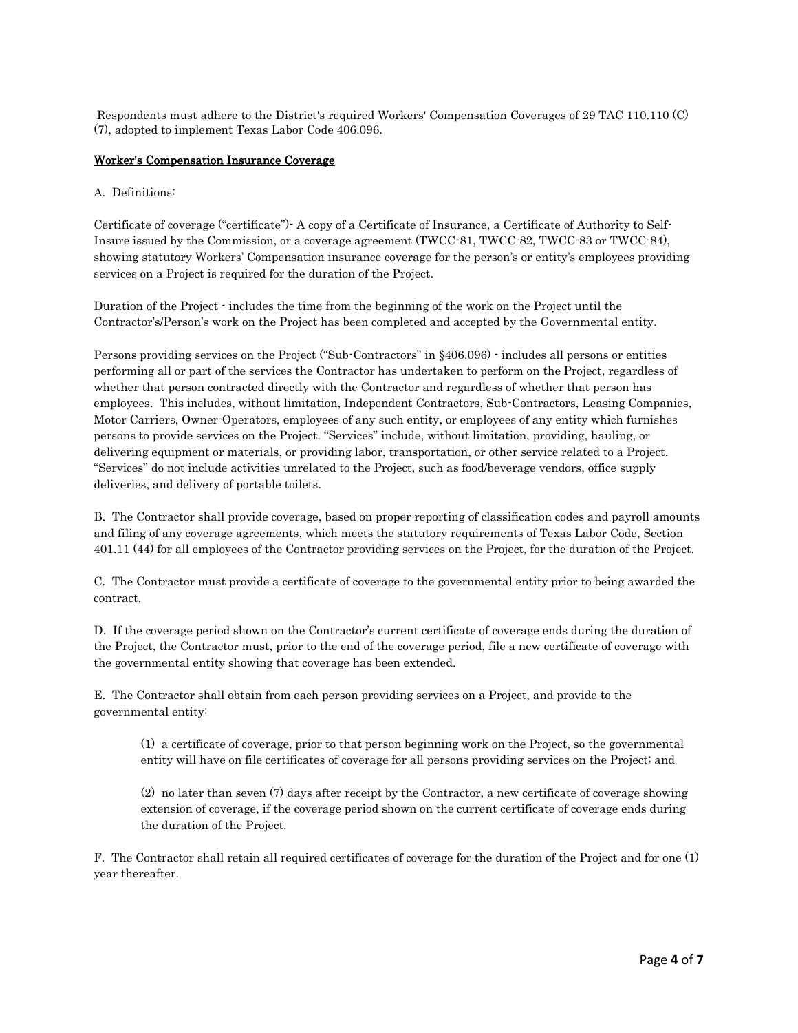Respondents must adhere to the District's required Workers' Compensation Coverages of 29 TAC 110.110 (C) (7), adopted to implement Texas Labor Code 406.096.

**Worker's Compensation Insurance Coverage**

A. Definitions:

Certificate of coverage ("certificate")- A copy of a Certificate of Insurance, a Certificate of Authority to Self-Insure issued by the Commission, or a coverage agreement (TWCC-81, TWCC-82, TWCC-83 or TWCC-84), showing statutory Workers' Compensation insurance coverage for the person's or entity's employees providing services on a Project is required for the duration of the Project.

Duration of the Project - includes the time from the beginning of the work on the Project until the Contractor's/Person's work on the Project has been completed and accepted by the Governmental entity.

Persons providing services on the Project ("Sub-Contractors" in §406.096) - includes all persons or entities performing all or part of the services the Contractor has undertaken to perform on the Project, regardless of whether that person contracted directly with the Contractor and regardless of whether that person has employees. This includes, without limitation, Independent Contractors, Sub-Contractors, Leasing Companies, Motor Carriers, Owner-Operators, employees of any such entity, or employees of any entity which furnishes persons to provide services on the Project. "Services" include, without limitation, providing, hauling, or delivering equipment or materials, or providing labor, transportation, or other service related to a Project. "Services" do not include activities unrelated to the Project, such as food/beverage vendors, office supply deliveries, and delivery of portable toilets.

B. The Contractor shall provide coverage, based on proper reporting of classification codes and payroll amounts and filing of any coverage agreements, which meets the statutory requirements of Texas Labor Code, Section 401.11 (44) for all employees of the Contractor providing services on the Project, for the duration of the Project.

C. The Contractor must provide a certificate of coverage to the governmental entity prior to being awarded the contract.

D. If the coverage period shown on the Contractor's current certificate of coverage ends during the duration of the Project, the Contractor must, prior to the end of the coverage period, file a new certificate of coverage with the governmental entity showing that coverage has been extended.

E. The Contractor shall obtain from each person providing services on a Project, and provide to the governmental entity:

(1) a certificate of coverage, prior to that person beginning work on the Project, so the governmental entity will have on file certificates of coverage for all persons providing services on the Project; and

(2) no later than seven (7) days after receipt by the Contractor, a new certificate of coverage showing extension of coverage, if the coverage period shown on the current certificate of coverage ends during the duration of the Project.

F. The Contractor shall retain all required certificates of coverage for the duration of the Project and for one (1) year thereafter.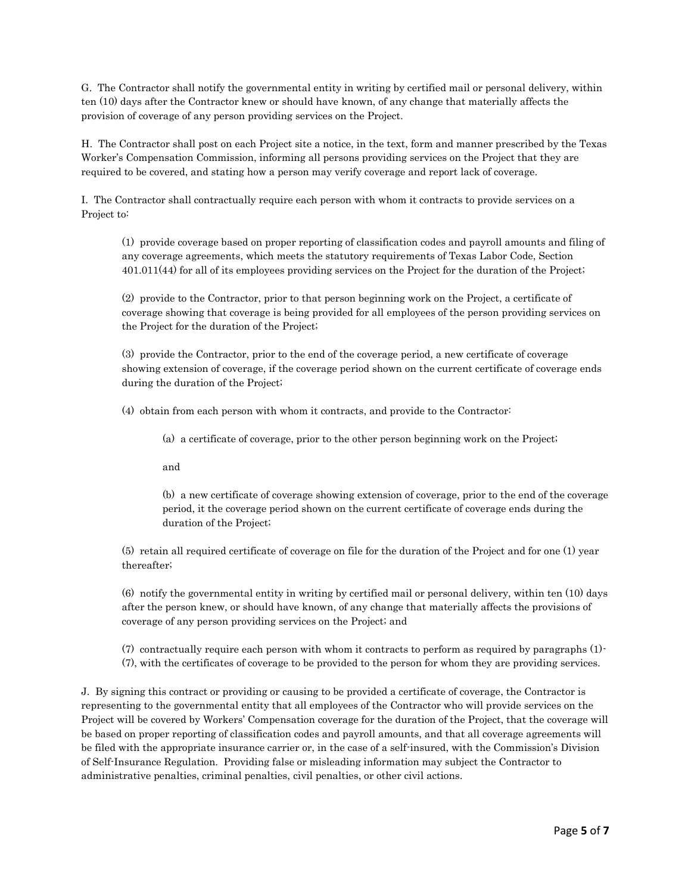G. The Contractor shall notify the governmental entity in writing by certified mail or personal delivery, within ten (10) days after the Contractor knew or should have known, of any change that materially affects the provision of coverage of any person providing services on the Project.

H. The Contractor shall post on each Project site a notice, in the text, form and manner prescribed by the Texas Worker's Compensation Commission, informing all persons providing services on the Project that they are required to be covered, and stating how a person may verify coverage and report lack of coverage.

I. The Contractor shall contractually require each person with whom it contracts to provide services on a Project to:

> (1) provide coverage based on proper reporting of classification codes and payroll amounts and filing of any coverage agreements, which meets the statutory requirements of Texas Labor Code, Section 401.011(44) for all of its employees providing services on the Project for the duration of the Project;
>
> (2) provide to the Contractor, prior to that person beginning work on the Project, a certificate of coverage showing that coverage is being provided for all employees of the person providing services on the Project for the duration of the Project;
>
> (3) provide the Contractor, prior to the end of the coverage period, a new certificate of coverage showing extension of coverage, if the coverage period shown on the current certificate of coverage ends during the duration of the Project;
>
> (4) obtain from each person with whom it contracts, and provide to the Contractor:
>
> > (a) a certificate of coverage, prior to the other person beginning work on the Project;
> >
> > and
> >
> > (b) a new certificate of coverage showing extension of coverage, prior to the end of the coverage period, it the coverage period shown on the current certificate of coverage ends during the duration of the Project;
>
> (5) retain all required certificate of coverage on file for the duration of the Project and for one (1) year thereafter;
>
> (6) notify the governmental entity in writing by certified mail or personal delivery, within ten (10) days after the person knew, or should have known, of any change that materially affects the provisions of coverage of any person providing services on the Project; and
>
> (7) contractually require each person with whom it contracts to perform as required by paragraphs (1)-(7), with the certificates of coverage to be provided to the person for whom they are providing services.

J. By signing this contract or providing or causing to be provided a certificate of coverage, the Contractor is representing to the governmental entity that all employees of the Contractor who will provide services on the Project will be covered by Workers' Compensation coverage for the duration of the Project, that the coverage will be based on proper reporting of classification codes and payroll amounts, and that all coverage agreements will be filed with the appropriate insurance carrier or, in the case of a self-insured, with the Commission's Division of Self-Insurance Regulation. Providing false or misleading information may subject the Contractor to administrative penalties, criminal penalties, civil penalties, or other civil actions.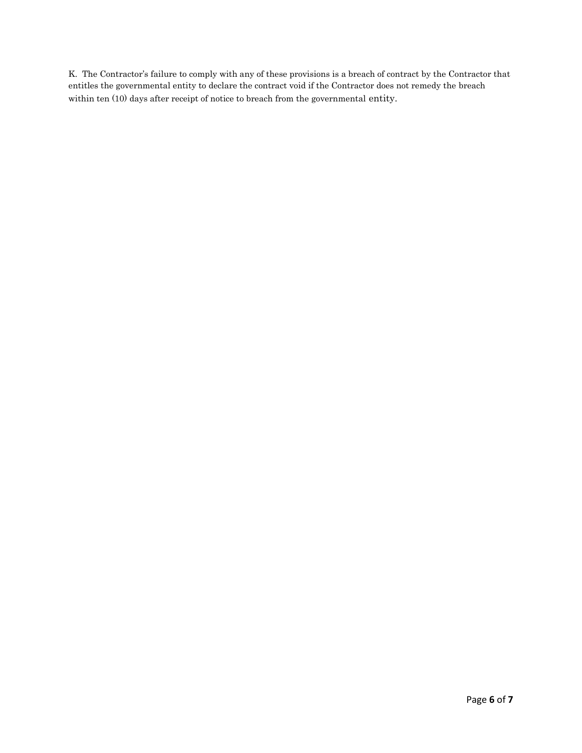K. The Contractor's failure to comply with any of these provisions is a breach of contract by the Contractor that entitles the governmental entity to declare the contract void if the Contractor does not remedy the breach within ten (10) days after receipt of notice to breach from the governmental entity.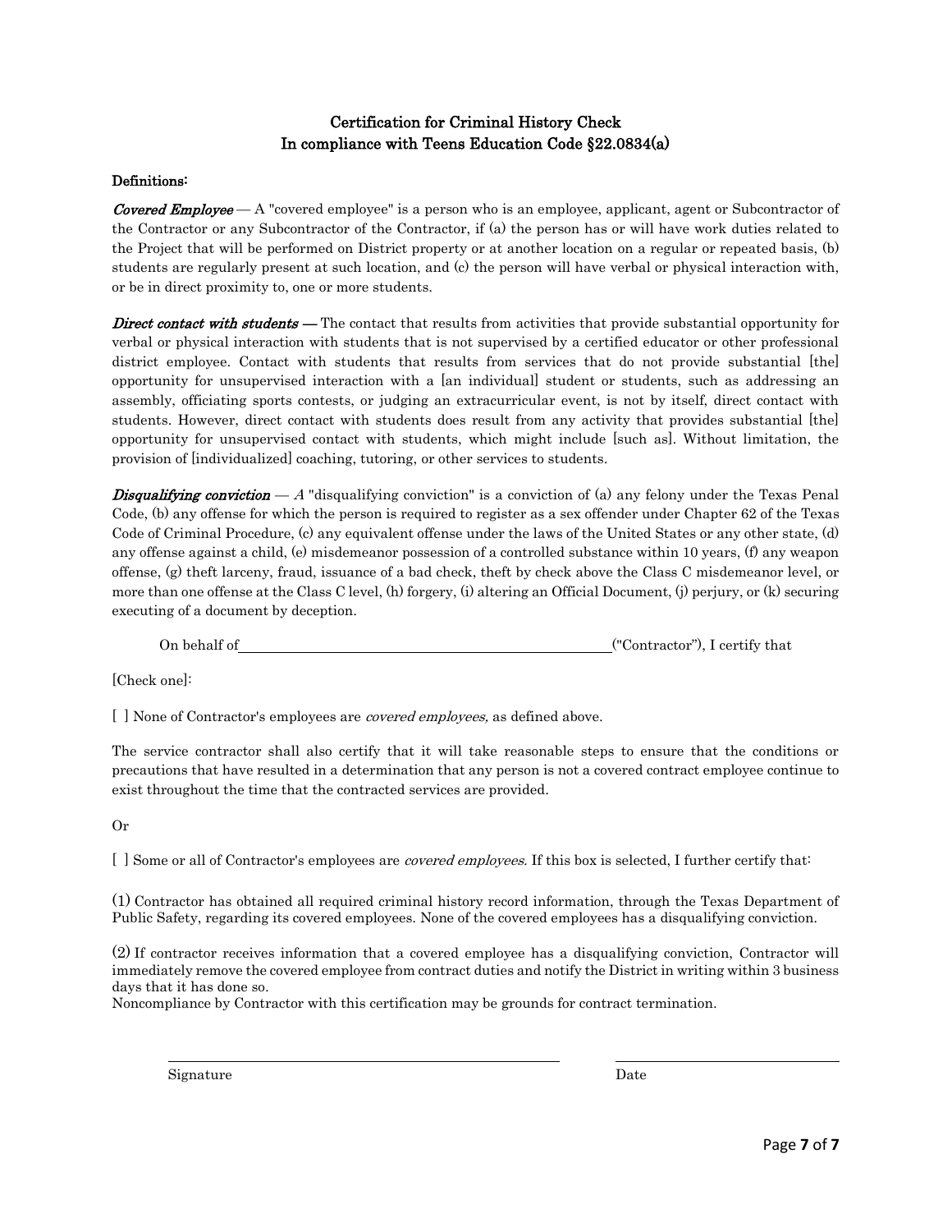## Certification for Criminal History Check
## In compliance with Teens Education Code §22.0834(a)

**Definitions:**

***Covered Employee*** — A "covered employee" is a person who is an employee, applicant, agent or Subcontractor of the Contractor or any Subcontractor of the Contractor, if (a) the person has or will have work duties related to the Project that will be performed on District property or at another location on a regular or repeated basis, (b) students are regularly present at such location, and (c) the person will have verbal or physical interaction with, or be in direct proximity to, one or more students.

***Direct contact with students —*** The contact that results from activities that provide substantial opportunity for verbal or physical interaction with students that is not supervised by a certified educator or other professional district employee. Contact with students that results from services that do not provide substantial [the] opportunity for unsupervised interaction with a [an individual] student or students, such as addressing an assembly, officiating sports contests, or judging an extracurricular event, is not by itself, direct contact with students. However, direct contact with students does result from any activity that provides substantial [the] opportunity for unsupervised contact with students, which might include [such as]. Without limitation, the provision of [individualized] coaching, tutoring, or other services to students.

***Disqualifying conviction*** — *A* "disqualifying conviction" is a conviction of (a) any felony under the Texas Penal Code, (b) any offense for which the person is required to register as a sex offender under Chapter 62 of the Texas Code of Criminal Procedure, (c) any equivalent offense under the laws of the United States or any other state, (d) any offense against a child, (e) misdemeanor possession of a controlled substance within 10 years, (f) any weapon offense, (g) theft larceny, fraud, issuance of a bad check, theft by check above the Class C misdemeanor level, or more than one offense at the Class C level, (h) forgery, (i) altering an Official Document, (j) perjury, or (k) securing executing of a document by deception.

On behalf of ______________________________________________ ("Contractor"), I certify that

[Check one]:

[ ] None of Contractor's employees are *covered employees,* as defined above.

The service contractor shall also certify that it will take reasonable steps to ensure that the conditions or precautions that have resulted in a determination that any person is not a covered contract employee continue to exist throughout the time that the contracted services are provided.

Or

[ ] Some or all of Contractor's employees are *covered employees.* If this box is selected, I further certify that:

(1) Contractor has obtained all required criminal history record information, through the Texas Department of Public Safety, regarding its covered employees. None of the covered employees has a disqualifying conviction.

(2) If contractor receives information that a covered employee has a disqualifying conviction, Contractor will immediately remove the covered employee from contract duties and notify the District in writing within 3 business days that it has done so.
Noncompliance by Contractor with this certification may be grounds for contract termination.

______________________________________________ ______________________________

Signature Date